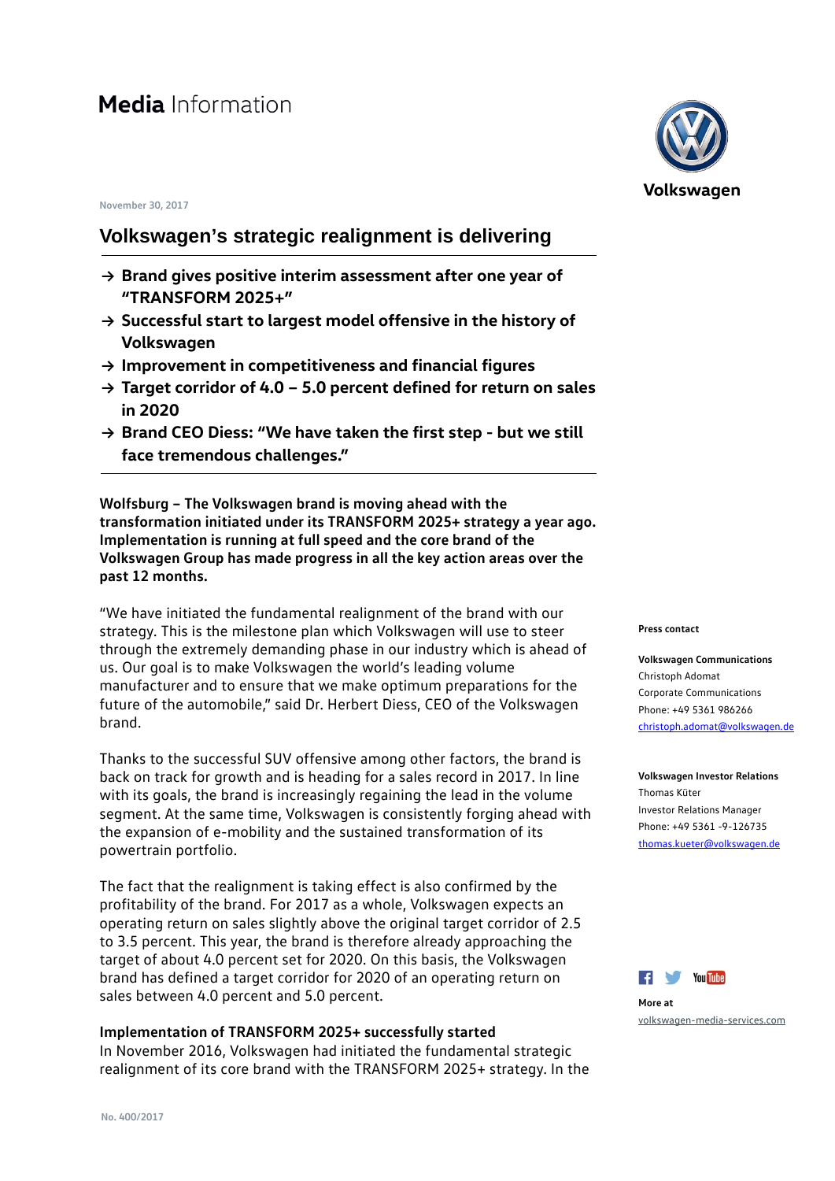# Media Information

November 30, 2017

## Volkswagen's strategic realignment is delivering

- → **Brand gives positive interim assessment after one year of "TRANSFORM 2025+"**
- → **Successful start to largest model offensive in the history of Volkswagen**
- → **Improvement in competitiveness and financial figures**
- → **Target corridor of 4.0 – 5.0 percent defined for return on sales in 2020**
- → **Brand CEO Diess: "We have taken the first step - but we still face tremendous challenges."**

**Wolfsburg – The Volkswagen brand is moving ahead with the transformation initiated under its TRANSFORM 2025+ strategy a year ago. Implementation is running at full speed and the core brand of the Volkswagen Group has made progress in all the key action areas over the past 12 months.**

"We have initiated the fundamental realignment of the brand with our strategy. This is the milestone plan which Volkswagen will use to steer through the extremely demanding phase in our industry which is ahead of us. Our goal is to make Volkswagen the world's leading volume manufacturer and to ensure that we make optimum preparations for the future of the automobile," said Dr. Herbert Diess, CEO of the Volkswagen brand.

Thanks to the successful SUV offensive among other factors, the brand is back on track for growth and is heading for a sales record in 2017. In line with its goals, the brand is increasingly regaining the lead in the volume segment. At the same time, Volkswagen is consistently forging ahead with the expansion of e-mobility and the sustained transformation of its powertrain portfolio.

The fact that the realignment is taking effect is also confirmed by the profitability of the brand. For 2017 as a whole, Volkswagen expects an operating return on sales slightly above the original target corridor of 2.5 to 3.5 percent. This year, the brand is therefore already approaching the target of about 4.0 percent set for 2020. On this basis, the Volkswagen brand has defined a target corridor for 2020 of an operating return on sales between 4.0 percent and 5.0 percent.

**Implementation of TRANSFORM 2025+ successfully started**

In November 2016, Volkswagen had initiated the fundamental strategic realignment of its core brand with the TRANSFORM 2025+ strategy. In the

**Press contact**

**Volkswagen Communications**
Christoph Adomat
Corporate Communications
Phone: +49 5361 986266
christoph.adomat@volkswagen.de

**Volkswagen Investor Relations**
Thomas Küter
Investor Relations Manager
Phone: +49 5361 -9-126735
thomas.kueter@volkswagen.de

**More at**
volkswagen-media-services.com

No. 400/2017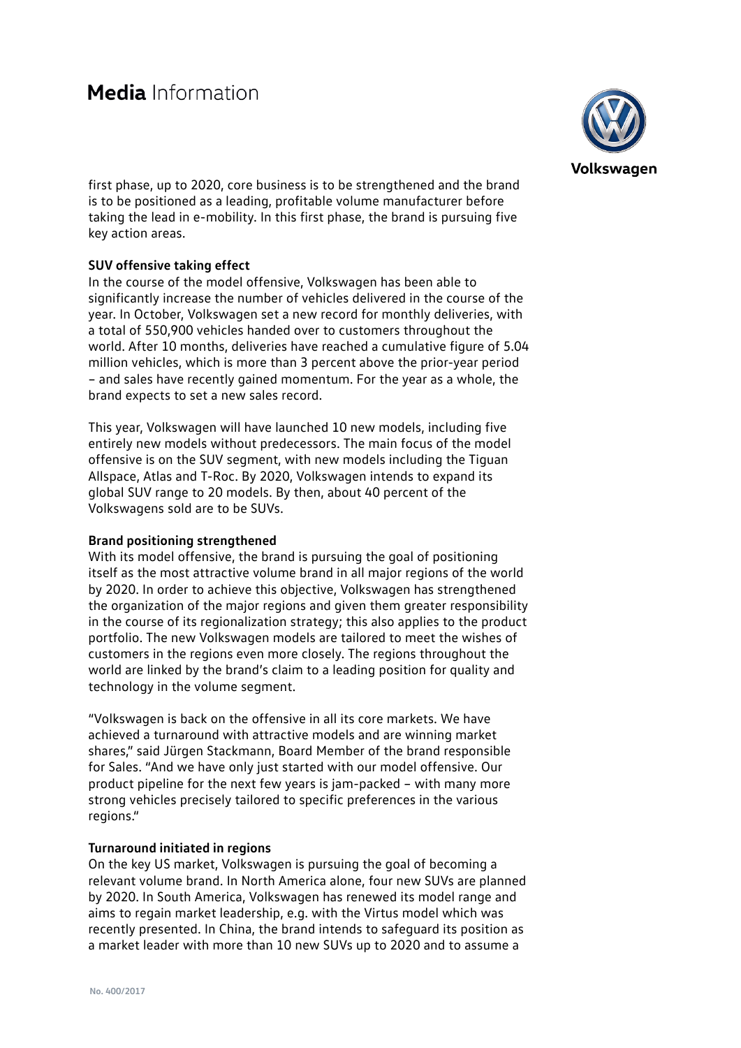first phase, up to 2020, core business is to be strengthened and the brand is to be positioned as a leading, profitable volume manufacturer before taking the lead in e-mobility. In this first phase, the brand is pursuing five key action areas.

**SUV offensive taking effect**

In the course of the model offensive, Volkswagen has been able to significantly increase the number of vehicles delivered in the course of the year. In October, Volkswagen set a new record for monthly deliveries, with a total of 550,900 vehicles handed over to customers throughout the world. After 10 months, deliveries have reached a cumulative figure of 5.04 million vehicles, which is more than 3 percent above the prior-year period – and sales have recently gained momentum. For the year as a whole, the brand expects to set a new sales record.

This year, Volkswagen will have launched 10 new models, including five entirely new models without predecessors. The main focus of the model offensive is on the SUV segment, with new models including the Tiguan Allspace, Atlas and T-Roc. By 2020, Volkswagen intends to expand its global SUV range to 20 models. By then, about 40 percent of the Volkswagens sold are to be SUVs.

**Brand positioning strengthened**

With its model offensive, the brand is pursuing the goal of positioning itself as the most attractive volume brand in all major regions of the world by 2020. In order to achieve this objective, Volkswagen has strengthened the organization of the major regions and given them greater responsibility in the course of its regionalization strategy; this also applies to the product portfolio. The new Volkswagen models are tailored to meet the wishes of customers in the regions even more closely. The regions throughout the world are linked by the brand's claim to a leading position for quality and technology in the volume segment.

"Volkswagen is back on the offensive in all its core markets. We have achieved a turnaround with attractive models and are winning market shares," said Jürgen Stackmann, Board Member of the brand responsible for Sales. "And we have only just started with our model offensive. Our product pipeline for the next few years is jam-packed – with many more strong vehicles precisely tailored to specific preferences in the various regions."

**Turnaround initiated in regions**

On the key US market, Volkswagen is pursuing the goal of becoming a relevant volume brand. In North America alone, four new SUVs are planned by 2020. In South America, Volkswagen has renewed its model range and aims to regain market leadership, e.g. with the Virtus model which was recently presented. In China, the brand intends to safeguard its position as a market leader with more than 10 new SUVs up to 2020 and to assume a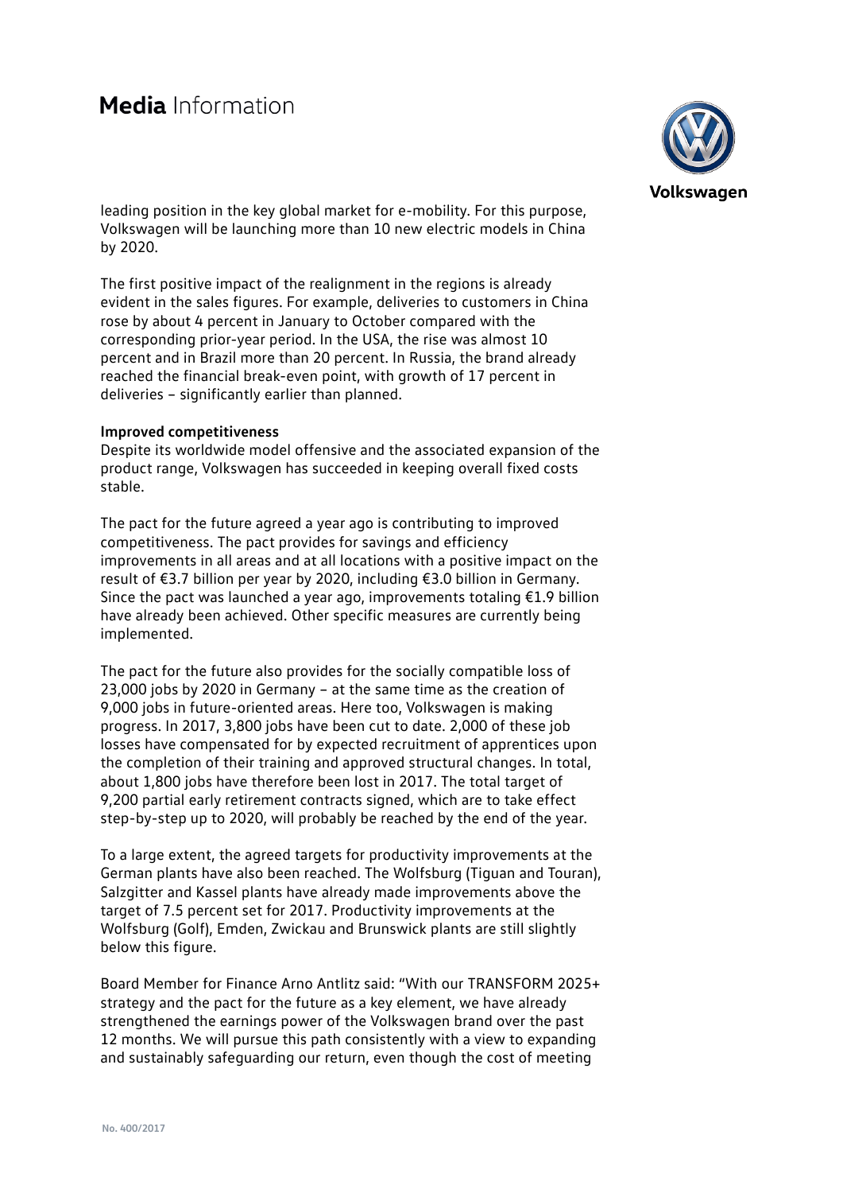leading position in the key global market for e-mobility. For this purpose, Volkswagen will be launching more than 10 new electric models in China by 2020.

The first positive impact of the realignment in the regions is already evident in the sales figures. For example, deliveries to customers in China rose by about 4 percent in January to October compared with the corresponding prior-year period. In the USA, the rise was almost 10 percent and in Brazil more than 20 percent. In Russia, the brand already reached the financial break-even point, with growth of 17 percent in deliveries – significantly earlier than planned.

**Improved competitiveness**

Despite its worldwide model offensive and the associated expansion of the product range, Volkswagen has succeeded in keeping overall fixed costs stable.

The pact for the future agreed a year ago is contributing to improved competitiveness. The pact provides for savings and efficiency improvements in all areas and at all locations with a positive impact on the result of €3.7 billion per year by 2020, including €3.0 billion in Germany. Since the pact was launched a year ago, improvements totaling €1.9 billion have already been achieved. Other specific measures are currently being implemented.

The pact for the future also provides for the socially compatible loss of 23,000 jobs by 2020 in Germany – at the same time as the creation of 9,000 jobs in future-oriented areas. Here too, Volkswagen is making progress. In 2017, 3,800 jobs have been cut to date. 2,000 of these job losses have compensated for by expected recruitment of apprentices upon the completion of their training and approved structural changes. In total, about 1,800 jobs have therefore been lost in 2017. The total target of 9,200 partial early retirement contracts signed, which are to take effect step-by-step up to 2020, will probably be reached by the end of the year.

To a large extent, the agreed targets for productivity improvements at the German plants have also been reached. The Wolfsburg (Tiguan and Touran), Salzgitter and Kassel plants have already made improvements above the target of 7.5 percent set for 2017. Productivity improvements at the Wolfsburg (Golf), Emden, Zwickau and Brunswick plants are still slightly below this figure.

Board Member for Finance Arno Antlitz said: "With our TRANSFORM 2025+ strategy and the pact for the future as a key element, we have already strengthened the earnings power of the Volkswagen brand over the past 12 months. We will pursue this path consistently with a view to expanding and sustainably safeguarding our return, even though the cost of meeting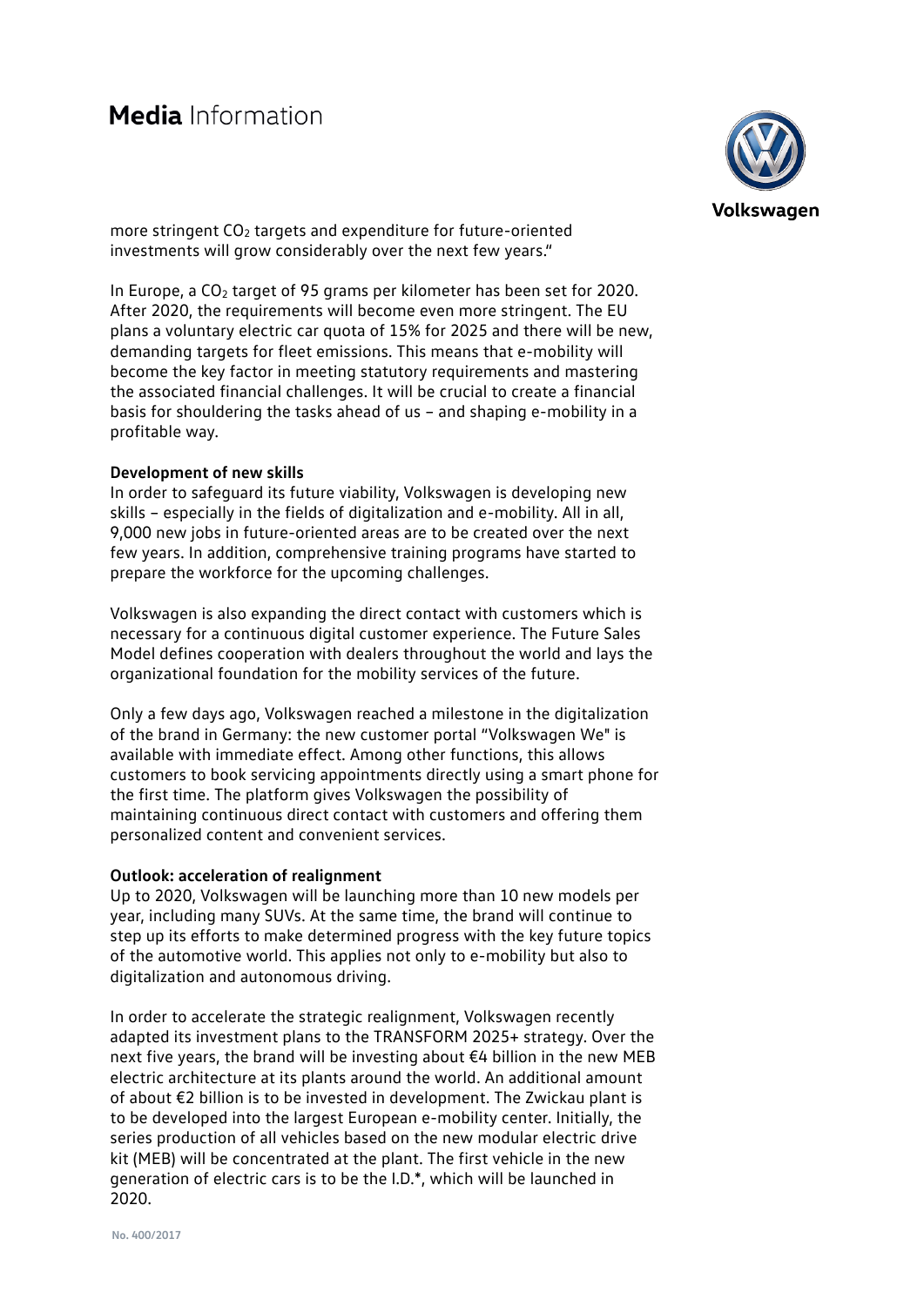more stringent $CO_2$ targets and expenditure for future-oriented investments will grow considerably over the next few years."

In Europe, a $CO_2$ target of 95 grams per kilometer has been set for 2020. After 2020, the requirements will become even more stringent. The EU plans a voluntary electric car quota of 15% for 2025 and there will be new, demanding targets for fleet emissions. This means that e-mobility will become the key factor in meeting statutory requirements and mastering the associated financial challenges. It will be crucial to create a financial basis for shouldering the tasks ahead of us – and shaping e-mobility in a profitable way.

**Development of new skills**

In order to safeguard its future viability, Volkswagen is developing new skills – especially in the fields of digitalization and e-mobility. All in all, 9,000 new jobs in future-oriented areas are to be created over the next few years. In addition, comprehensive training programs have started to prepare the workforce for the upcoming challenges.

Volkswagen is also expanding the direct contact with customers which is necessary for a continuous digital customer experience. The Future Sales Model defines cooperation with dealers throughout the world and lays the organizational foundation for the mobility services of the future.

Only a few days ago, Volkswagen reached a milestone in the digitalization of the brand in Germany: the new customer portal "Volkswagen We" is available with immediate effect. Among other functions, this allows customers to book servicing appointments directly using a smart phone for the first time. The platform gives Volkswagen the possibility of maintaining continuous direct contact with customers and offering them personalized content and convenient services.

**Outlook: acceleration of realignment**

Up to 2020, Volkswagen will be launching more than 10 new models per year, including many SUVs. At the same time, the brand will continue to step up its efforts to make determined progress with the key future topics of the automotive world. This applies not only to e-mobility but also to digitalization and autonomous driving.

In order to accelerate the strategic realignment, Volkswagen recently adapted its investment plans to the TRANSFORM 2025+ strategy. Over the next five years, the brand will be investing about €4 billion in the new MEB electric architecture at its plants around the world. An additional amount of about €2 billion is to be invested in development. The Zwickau plant is to be developed into the largest European e-mobility center. Initially, the series production of all vehicles based on the new modular electric drive kit (MEB) will be concentrated at the plant. The first vehicle in the new generation of electric cars is to be the I.D.*, which will be launched in 2020.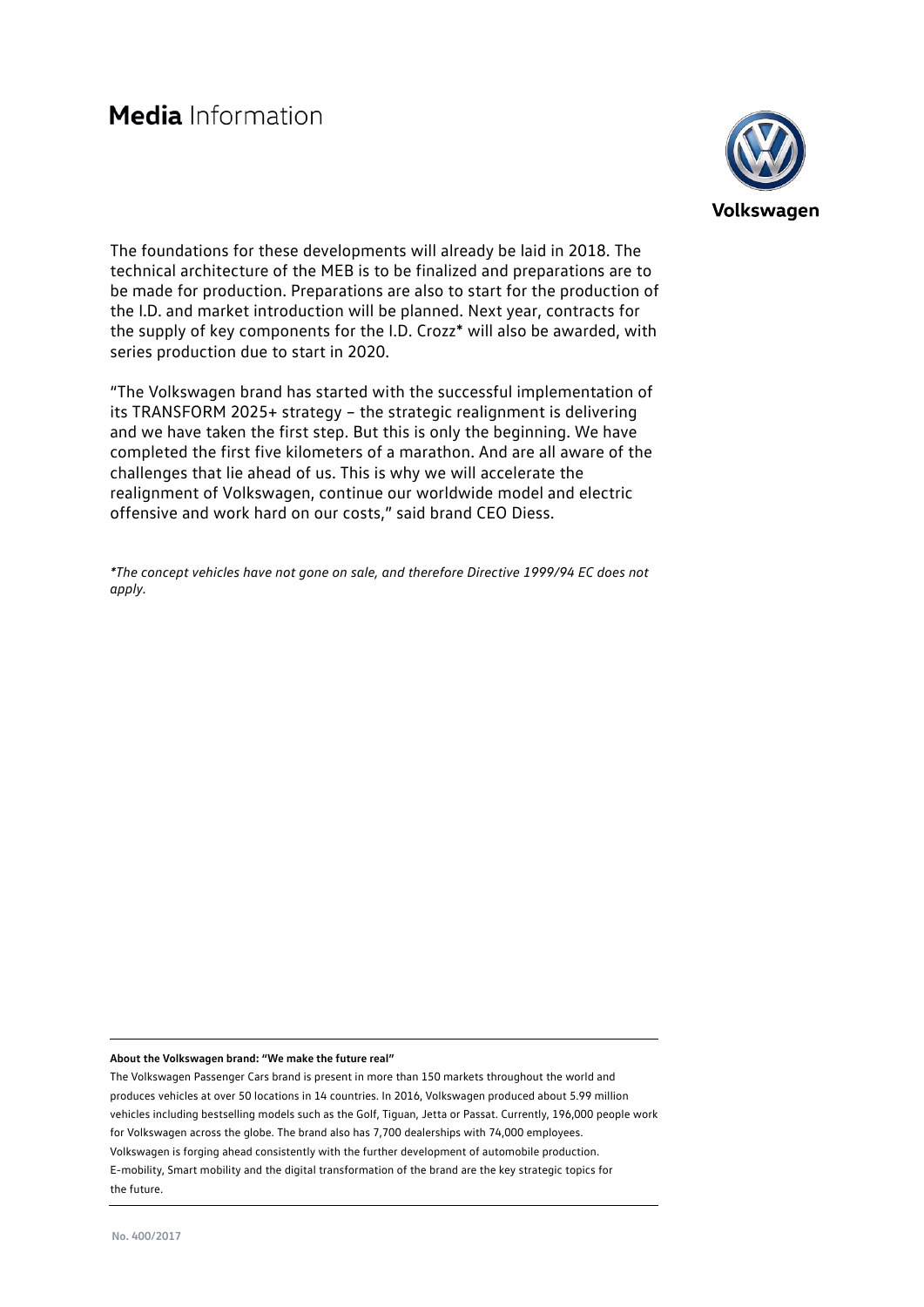The foundations for these developments will already be laid in 2018. The technical architecture of the MEB is to be finalized and preparations are to be made for production. Preparations are also to start for the production of the I.D. and market introduction will be planned. Next year, contracts for the supply of key components for the I.D. Crozz* will also be awarded, with series production due to start in 2020.

"The Volkswagen brand has started with the successful implementation of its TRANSFORM 2025+ strategy – the strategic realignment is delivering and we have taken the first step. But this is only the beginning. We have completed the first five kilometers of a marathon. And are all aware of the challenges that lie ahead of us. This is why we will accelerate the realignment of Volkswagen, continue our worldwide model and electric offensive and work hard on our costs," said brand CEO Diess.

*\*The concept vehicles have not gone on sale, and therefore Directive 1999/94 EC does not apply.*

---

**About the Volkswagen brand: "We make the future real"**

The Volkswagen Passenger Cars brand is present in more than 150 markets throughout the world and produces vehicles at over 50 locations in 14 countries. In 2016, Volkswagen produced about 5.99 million vehicles including bestselling models such as the Golf, Tiguan, Jetta or Passat. Currently, 196,000 people work for Volkswagen across the globe. The brand also has 7,700 dealerships with 74,000 employees. Volkswagen is forging ahead consistently with the further development of automobile production. E-mobility, Smart mobility and the digital transformation of the brand are the key strategic topics for the future.

---

No. 400/2017